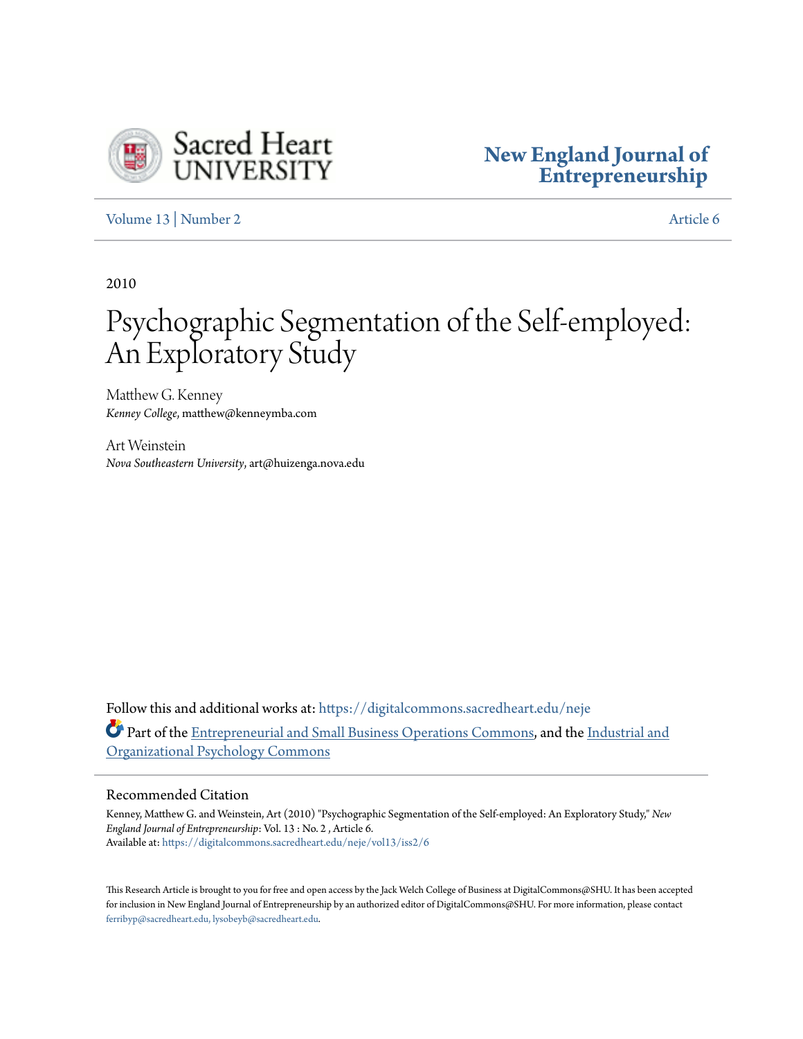Sacred Heart University

**New England Journal of Entrepreneurship**

Volume 13 | Number 2 Article 6

2010

# Psychographic Segmentation of the Self-employed: An Exploratory Study

Matthew G. Kenney
*Kenney College*, matthew@kenneymba.com

Art Weinstein
*Nova Southeastern University*, art@huizenga.nova.edu

Follow this and additional works at: https://digitalcommons.sacredheart.edu/neje

Part of the Entrepreneurial and Small Business Operations Commons, and the Industrial and Organizational Psychology Commons

## Recommended Citation

Kenney, Matthew G. and Weinstein, Art (2010) "Psychographic Segmentation of the Self-employed: An Exploratory Study," *New England Journal of Entrepreneurship*: Vol. 13 : No. 2 , Article 6.
Available at: https://digitalcommons.sacredheart.edu/neje/vol13/iss2/6

This Research Article is brought to you for free and open access by the Jack Welch College of Business at DigitalCommons@SHU. It has been accepted for inclusion in New England Journal of Entrepreneurship by an authorized editor of DigitalCommons@SHU. For more information, please contact ferribyp@sacredheart.edu, lysobeyb@sacredheart.edu.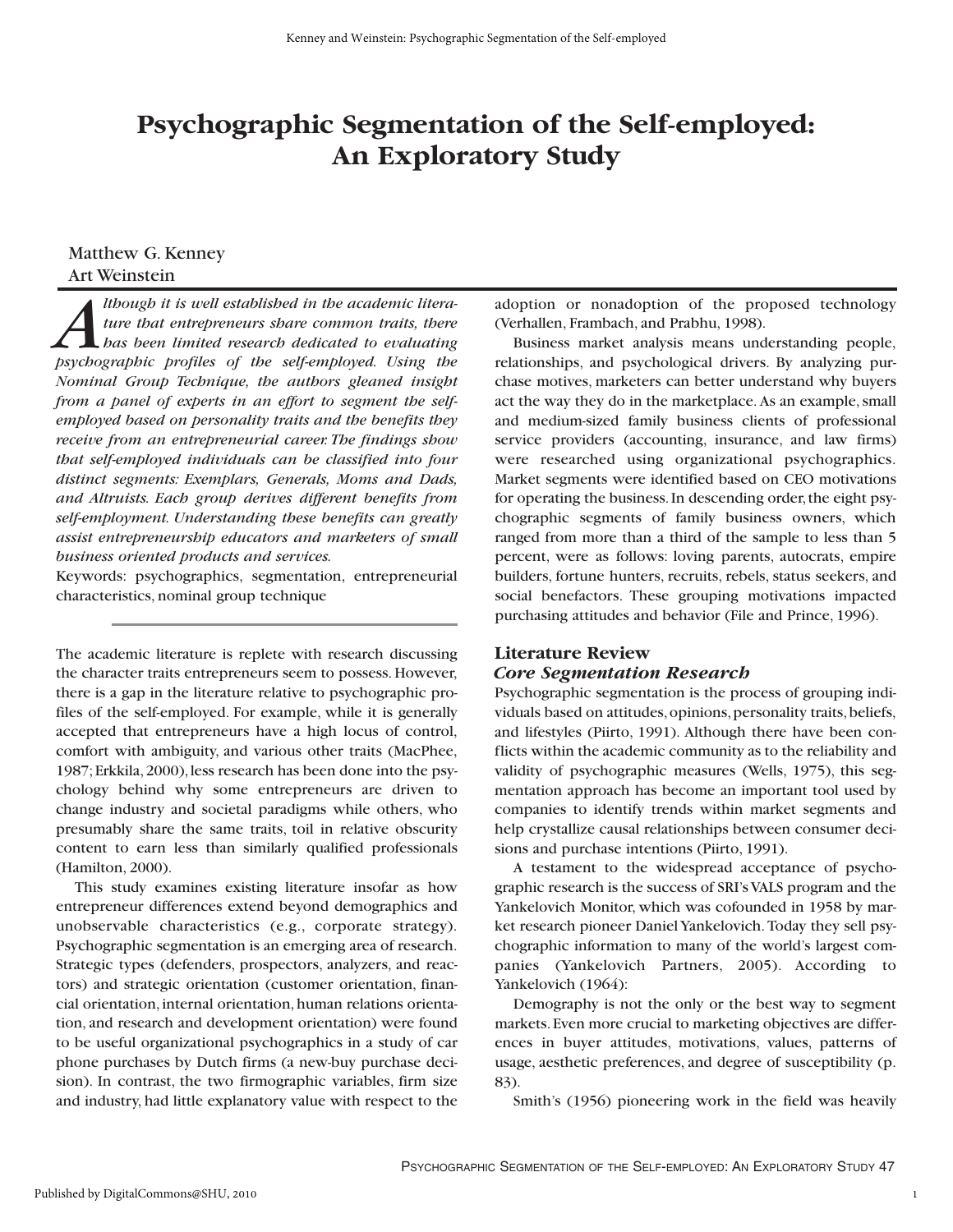# Psychographic Segmentation of the Self-employed: An Exploratory Study

Matthew G. Kenney
Art Weinstein

***Although it is well established in the academic literature that entrepreneurs share common traits, there has been limited research dedicated to evaluating psychographic profiles of the self-employed. Using the Nominal Group Technique, the authors gleaned insight from a panel of experts in an effort to segment the self-employed based on personality traits and the benefits they receive from an entrepreneurial career. The findings show that self-employed individuals can be classified into four distinct segments: Exemplars, Generals, Moms and Dads, and Altruists. Each group derives different benefits from self-employment. Understanding these benefits can greatly assist entrepreneurship educators and marketers of small business oriented products and services.***

Keywords: psychographics, segmentation, entrepreneurial characteristics, nominal group technique

The academic literature is replete with research discussing the character traits entrepreneurs seem to possess. However, there is a gap in the literature relative to psychographic profiles of the self-employed. For example, while it is generally accepted that entrepreneurs have a high locus of control, comfort with ambiguity, and various other traits (MacPhee, 1987; Erkkila, 2000), less research has been done into the psychology behind why some entrepreneurs are driven to change industry and societal paradigms while others, who presumably share the same traits, toil in relative obscurity content to earn less than similarly qualified professionals (Hamilton, 2000).

This study examines existing literature insofar as how entrepreneur differences extend beyond demographics and unobservable characteristics (e.g., corporate strategy). Psychographic segmentation is an emerging area of research. Strategic types (defenders, prospectors, analyzers, and reactors) and strategic orientation (customer orientation, financial orientation, internal orientation, human relations orientation, and research and development orientation) were found to be useful organizational psychographics in a study of car phone purchases by Dutch firms (a new-buy purchase decision). In contrast, the two firmographic variables, firm size and industry, had little explanatory value with respect to the adoption or nonadoption of the proposed technology (Verhallen, Frambach, and Prabhu, 1998).

Business market analysis means understanding people, relationships, and psychological drivers. By analyzing purchase motives, marketers can better understand why buyers act the way they do in the marketplace. As an example, small and medium-sized family business clients of professional service providers (accounting, insurance, and law firms) were researched using organizational psychographics. Market segments were identified based on CEO motivations for operating the business. In descending order, the eight psychographic segments of family business owners, which ranged from more than a third of the sample to less than 5 percent, were as follows: loving parents, autocrats, empire builders, fortune hunters, recruits, rebels, status seekers, and social benefactors. These grouping motivations impacted purchasing attitudes and behavior (File and Prince, 1996).

## Literature Review

### *Core Segmentation Research*

Psychographic segmentation is the process of grouping individuals based on attitudes, opinions, personality traits, beliefs, and lifestyles (Piirto, 1991). Although there have been conflicts within the academic community as to the reliability and validity of psychographic measures (Wells, 1975), this segmentation approach has become an important tool used by companies to identify trends within market segments and help crystallize causal relationships between consumer decisions and purchase intentions (Piirto, 1991).

A testament to the widespread acceptance of psychographic research is the success of SRI's VALS program and the Yankelovich Monitor, which was cofounded in 1958 by market research pioneer Daniel Yankelovich. Today they sell psychographic information to many of the world's largest companies (Yankelovich Partners, 2005). According to Yankelovich (1964):

Demography is not the only or the best way to segment markets. Even more crucial to marketing objectives are differences in buyer attitudes, motivations, values, patterns of usage, aesthetic preferences, and degree of susceptibility (p. 83).

Smith's (1956) pioneering work in the field was heavily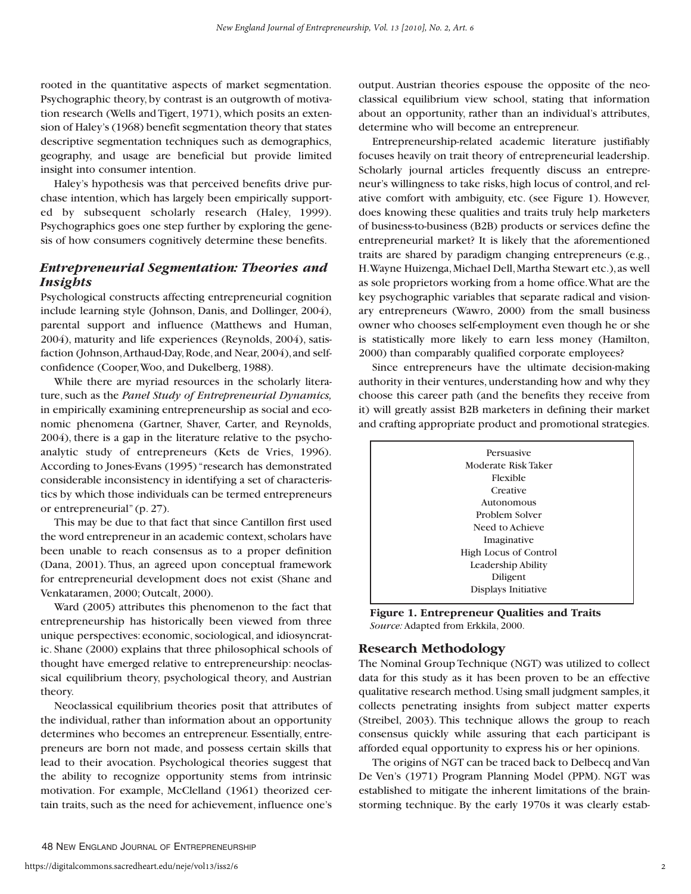rooted in the quantitative aspects of market segmentation. Psychographic theory, by contrast is an outgrowth of motivation research (Wells and Tigert, 1971), which posits an extension of Haley's (1968) benefit segmentation theory that states descriptive segmentation techniques such as demographics, geography, and usage are beneficial but provide limited insight into consumer intention.

Haley's hypothesis was that perceived benefits drive purchase intention, which has largely been empirically supported by subsequent scholarly research (Haley, 1999). Psychographics goes one step further by exploring the genesis of how consumers cognitively determine these benefits.

## *Entrepreneurial Segmentation: Theories and Insights*

Psychological constructs affecting entrepreneurial cognition include learning style (Johnson, Danis, and Dollinger, 2004), parental support and influence (Matthews and Human, 2004), maturity and life experiences (Reynolds, 2004), satisfaction (Johnson, Arthaud-Day, Rode, and Near, 2004), and self-confidence (Cooper, Woo, and Dukelberg, 1988).

While there are myriad resources in the scholarly literature, such as the *Panel Study of Entrepreneurial Dynamics,* in empirically examining entrepreneurship as social and economic phenomena (Gartner, Shaver, Carter, and Reynolds, 2004), there is a gap in the literature relative to the psychoanalytic study of entrepreneurs (Kets de Vries, 1996). According to Jones-Evans (1995) "research has demonstrated considerable inconsistency in identifying a set of characteristics by which those individuals can be termed entrepreneurs or entrepreneurial" (p. 27).

This may be due to that fact that since Cantillon first used the word entrepreneur in an academic context, scholars have been unable to reach consensus as to a proper definition (Dana, 2001). Thus, an agreed upon conceptual framework for entrepreneurial development does not exist (Shane and Venkataramen, 2000; Outcalt, 2000).

Ward (2005) attributes this phenomenon to the fact that entrepreneurship has historically been viewed from three unique perspectives: economic, sociological, and idiosyncratic. Shane (2000) explains that three philosophical schools of thought have emerged relative to entrepreneurship: neoclassical equilibrium theory, psychological theory, and Austrian theory.

Neoclassical equilibrium theories posit that attributes of the individual, rather than information about an opportunity determines who becomes an entrepreneur. Essentially, entrepreneurs are born not made, and possess certain skills that lead to their avocation. Psychological theories suggest that the ability to recognize opportunity stems from intrinsic motivation. For example, McClelland (1961) theorized certain traits, such as the need for achievement, influence one's output. Austrian theories espouse the opposite of the neoclassical equilibrium view school, stating that information about an opportunity, rather than an individual's attributes, determine who will become an entrepreneur.

Entrepreneurship-related academic literature justifiably focuses heavily on trait theory of entrepreneurial leadership. Scholarly journal articles frequently discuss an entrepreneur's willingness to take risks, high locus of control, and relative comfort with ambiguity, etc. (see Figure 1). However, does knowing these qualities and traits truly help marketers of business-to-business (B2B) products or services define the entrepreneurial market? It is likely that the aforementioned traits are shared by paradigm changing entrepreneurs (e.g., H. Wayne Huizenga, Michael Dell, Martha Stewart etc.), as well as sole proprietors working from a home office. What are the key psychographic variables that separate radical and visionary entrepreneurs (Wawro, 2000) from the small business owner who chooses self-employment even though he or she is statistically more likely to earn less money (Hamilton, 2000) than comparably qualified corporate employees?

Since entrepreneurs have the ultimate decision-making authority in their ventures, understanding how and why they choose this career path (and the benefits they receive from it) will greatly assist B2B marketers in defining their market and crafting appropriate product and promotional strategies.

Persuasive
Moderate Risk Taker
Flexible
Creative
Autonomous
Problem Solver
Need to Achieve
Imaginative
High Locus of Control
Leadership Ability
Diligent
Displays Initiative

**Figure 1. Entrepreneur Qualities and Traits**
*Source:* Adapted from Erkkila, 2000.

## Research Methodology

The Nominal Group Technique (NGT) was utilized to collect data for this study as it has been proven to be an effective qualitative research method. Using small judgment samples, it collects penetrating insights from subject matter experts (Streibel, 2003). This technique allows the group to reach consensus quickly while assuring that each participant is afforded equal opportunity to express his or her opinions.

The origins of NGT can be traced back to Delbecq and Van De Ven's (1971) Program Planning Model (PPM). NGT was established to mitigate the inherent limitations of the brainstorming technique. By the early 1970s it was clearly estab-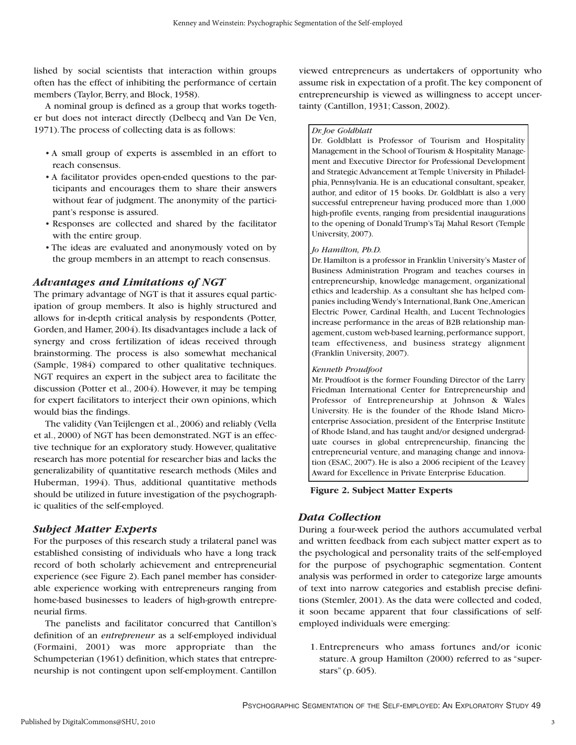lished by social scientists that interaction within groups often has the effect of inhibiting the performance of certain members (Taylor, Berry, and Block, 1958).

A nominal group is defined as a group that works together but does not interact directly (Delbecq and Van De Ven, 1971). The process of collecting data is as follows:

- A small group of experts is assembled in an effort to reach consensus.
- A facilitator provides open-ended questions to the participants and encourages them to share their answers without fear of judgment. The anonymity of the participant's response is assured.
- Responses are collected and shared by the facilitator with the entire group.
- The ideas are evaluated and anonymously voted on by the group members in an attempt to reach consensus.

### *Advantages and Limitations of NGT*

The primary advantage of NGT is that it assures equal participation of group members. It also is highly structured and allows for in-depth critical analysis by respondents (Potter, Gorden, and Hamer, 2004). Its disadvantages include a lack of synergy and cross fertilization of ideas received through brainstorming. The process is also somewhat mechanical (Sample, 1984) compared to other qualitative techniques. NGT requires an expert in the subject area to facilitate the discussion (Potter et al., 2004). However, it may be temping for expert facilitators to interject their own opinions, which would bias the findings.

The validity (Van Teijlengen et al., 2006) and reliably (Vella et al., 2000) of NGT has been demonstrated. NGT is an effective technique for an exploratory study. However, qualitative research has more potential for researcher bias and lacks the generalizability of quantitative research methods (Miles and Huberman, 1994). Thus, additional quantitative methods should be utilized in future investigation of the psychographic qualities of the self-employed.

### *Subject Matter Experts*

For the purposes of this research study a trilateral panel was established consisting of individuals who have a long track record of both scholarly achievement and entrepreneurial experience (see Figure 2). Each panel member has considerable experience working with entrepreneurs ranging from home-based businesses to leaders of high-growth entrepreneurial firms.

The panelists and facilitator concurred that Cantillon's definition of an *entrepreneur* as a self-employed individual (Formaini, 2001) was more appropriate than the Schumpeterian (1961) definition, which states that entrepreneurship is not contingent upon self-employment. Cantillon viewed entrepreneurs as undertakers of opportunity who assume risk in expectation of a profit. The key component of entrepreneurship is viewed as willingness to accept uncertainty (Cantillon, 1931; Casson, 2002).

*Dr. Joe Goldblatt*

Dr. Goldblatt is Professor of Tourism and Hospitality Management in the School of Tourism & Hospitality Management and Executive Director for Professional Development and Strategic Advancement at Temple University in Philadelphia, Pennsylvania. He is an educational consultant, speaker, author, and editor of 15 books. Dr. Goldblatt is also a very successful entrepreneur having produced more than 1,000 high-profile events, ranging from presidential inaugurations to the opening of Donald Trump's Taj Mahal Resort (Temple University, 2007).

*Jo Hamilton, Ph.D.*

Dr. Hamilton is a professor in Franklin University's Master of Business Administration Program and teaches courses in entrepreneurship, knowledge management, organizational ethics and leadership. As a consultant she has helped companies including Wendy's International, Bank One, American Electric Power, Cardinal Health, and Lucent Technologies increase performance in the areas of B2B relationship management, custom web-based learning, performance support, team effectiveness, and business strategy alignment (Franklin University, 2007).

*Kenneth Proudfoot*

Mr. Proudfoot is the former Founding Director of the Larry Friedman International Center for Entrepreneurship and Professor of Entrepreneurship at Johnson & Wales University. He is the founder of the Rhode Island Microenterprise Association, president of the Enterprise Institute of Rhode Island, and has taught and/or designed undergraduate courses in global entrepreneurship, financing the entrepreneurial venture, and managing change and innovation (ESAC, 2007). He is also a 2006 recipient of the Leavey Award for Excellence in Private Enterprise Education.

**Figure 2. Subject Matter Experts**

### *Data Collection*

During a four-week period the authors accumulated verbal and written feedback from each subject matter expert as to the psychological and personality traits of the self-employed for the purpose of psychographic segmentation. Content analysis was performed in order to categorize large amounts of text into narrow categories and establish precise definitions (Stemler, 2001). As the data were collected and coded, it soon became apparent that four classifications of self-employed individuals were emerging:

1. Entrepreneurs who amass fortunes and/or iconic stature. A group Hamilton (2000) referred to as "superstars" (p. 605).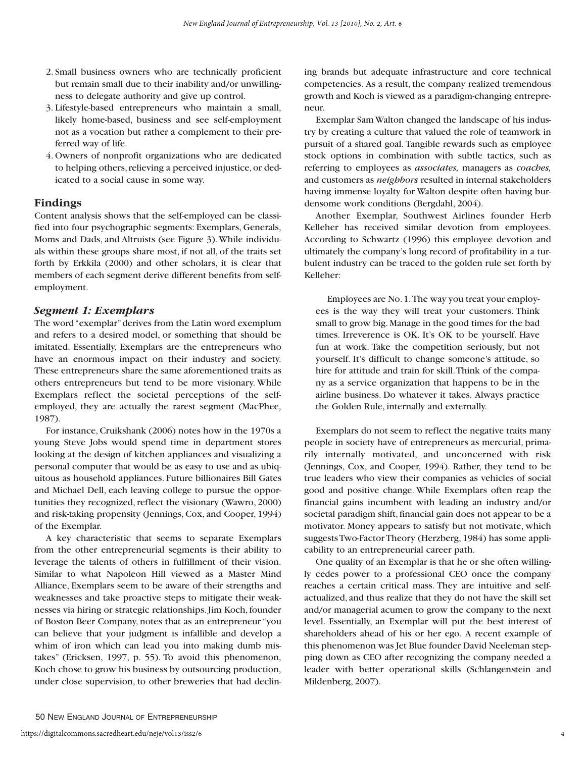2. Small business owners who are technically proficient but remain small due to their inability and/or unwillingness to delegate authority and give up control.
3. Lifestyle-based entrepreneurs who maintain a small, likely home-based, business and see self-employment not as a vocation but rather a complement to their preferred way of life.
4. Owners of nonprofit organizations who are dedicated to helping others, relieving a perceived injustice, or dedicated to a social cause in some way.

## Findings

Content analysis shows that the self-employed can be classified into four psychographic segments: Exemplars, Generals, Moms and Dads, and Altruists (see Figure 3). While individuals within these groups share most, if not all, of the traits set forth by Erkkila (2000) and other scholars, it is clear that members of each segment derive different benefits from self-employment.

### *Segment 1: Exemplars*

The word "exemplar" derives from the Latin word exemplum and refers to a desired model, or something that should be imitated. Essentially, Exemplars are the entrepreneurs who have an enormous impact on their industry and society. These entrepreneurs share the same aforementioned traits as others entrepreneurs but tend to be more visionary. While Exemplars reflect the societal perceptions of the self-employed, they are actually the rarest segment (MacPhee, 1987).

For instance, Cruikshank (2006) notes how in the 1970s a young Steve Jobs would spend time in department stores looking at the design of kitchen appliances and visualizing a personal computer that would be as easy to use and as ubiquitous as household appliances. Future billionaires Bill Gates and Michael Dell, each leaving college to pursue the opportunities they recognized, reflect the visionary (Wawro, 2000) and risk-taking propensity (Jennings, Cox, and Cooper, 1994) of the Exemplar.

A key characteristic that seems to separate Exemplars from the other entrepreneurial segments is their ability to leverage the talents of others in fulfillment of their vision. Similar to what Napoleon Hill viewed as a Master Mind Alliance, Exemplars seem to be aware of their strengths and weaknesses and take proactive steps to mitigate their weaknesses via hiring or strategic relationships. Jim Koch, founder of Boston Beer Company, notes that as an entrepreneur "you can believe that your judgment is infallible and develop a whim of iron which can lead you into making dumb mistakes" (Ericksen, 1997, p. 55). To avoid this phenomenon, Koch chose to grow his business by outsourcing production, under close supervision, to other breweries that had declining brands but adequate infrastructure and core technical competencies. As a result, the company realized tremendous growth and Koch is viewed as a paradigm-changing entrepreneur.

Exemplar Sam Walton changed the landscape of his industry by creating a culture that valued the role of teamwork in pursuit of a shared goal. Tangible rewards such as employee stock options in combination with subtle tactics, such as referring to employees as *associates,* managers as *coaches,* and customers as *neighbors* resulted in internal stakeholders having immense loyalty for Walton despite often having burdensome work conditions (Bergdahl, 2004).

Another Exemplar, Southwest Airlines founder Herb Kelleher has received similar devotion from employees. According to Schwartz (1996) this employee devotion and ultimately the company's long record of profitability in a turbulent industry can be traced to the golden rule set forth by Kelleher:

> Employees are No. 1. The way you treat your employees is the way they will treat your customers. Think small to grow big. Manage in the good times for the bad times. Irreverence is OK. It's OK to be yourself. Have fun at work. Take the competition seriously, but not yourself. It's difficult to change someone's attitude, so hire for attitude and train for skill. Think of the company as a service organization that happens to be in the airline business. Do whatever it takes. Always practice the Golden Rule, internally and externally.

Exemplars do not seem to reflect the negative traits many people in society have of entrepreneurs as mercurial, primarily internally motivated, and unconcerned with risk (Jennings, Cox, and Cooper, 1994). Rather, they tend to be true leaders who view their companies as vehicles of social good and positive change. While Exemplars often reap the financial gains incumbent with leading an industry and/or societal paradigm shift, financial gain does not appear to be a motivator. Money appears to satisfy but not motivate, which suggests Two-Factor Theory (Herzberg, 1984) has some applicability to an entrepreneurial career path.

One quality of an Exemplar is that he or she often willingly cedes power to a professional CEO once the company reaches a certain critical mass. They are intuitive and self-actualized, and thus realize that they do not have the skill set and/or managerial acumen to grow the company to the next level. Essentially, an Exemplar will put the best interest of shareholders ahead of his or her ego. A recent example of this phenomenon was Jet Blue founder David Neeleman stepping down as CEO after recognizing the company needed a leader with better operational skills (Schlangenstein and Mildenberg, 2007).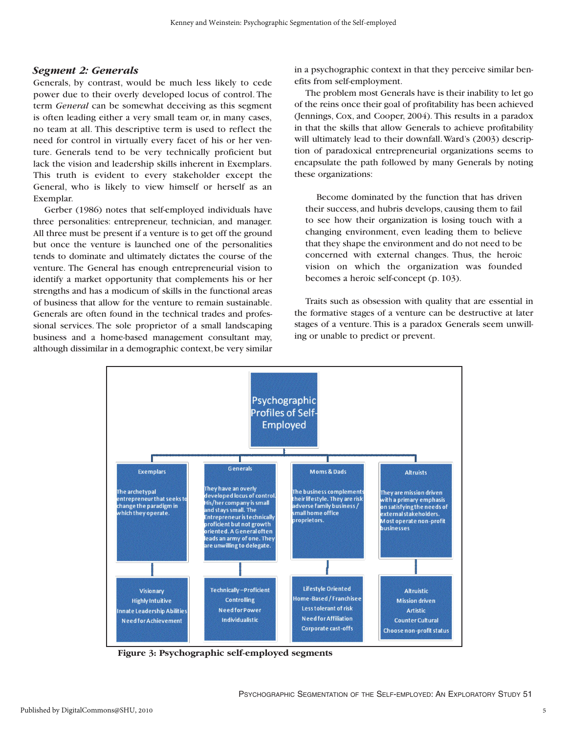### *Segment 2: Generals*

Generals, by contrast, would be much less likely to cede power due to their overly developed locus of control. The term *General* can be somewhat deceiving as this segment is often leading either a very small team or, in many cases, no team at all. This descriptive term is used to reflect the need for control in virtually every facet of his or her venture. Generals tend to be very technically proficient but lack the vision and leadership skills inherent in Exemplars. This truth is evident to every stakeholder except the General, who is likely to view himself or herself as an Exemplar.

Gerber (1986) notes that self-employed individuals have three personalities: entrepreneur, technician, and manager. All three must be present if a venture is to get off the ground but once the venture is launched one of the personalities tends to dominate and ultimately dictates the course of the venture. The General has enough entrepreneurial vision to identify a market opportunity that complements his or her strengths and has a modicum of skills in the functional areas of business that allow for the venture to remain sustainable. Generals are often found in the technical trades and professional services. The sole proprietor of a small landscaping business and a home-based management consultant may, although dissimilar in a demographic context, be very similar in a psychographic context in that they perceive similar benefits from self-employment.

The problem most Generals have is their inability to let go of the reins once their goal of profitability has been achieved (Jennings, Cox, and Cooper, 2004). This results in a paradox in that the skills that allow Generals to achieve profitability will ultimately lead to their downfall. Ward's (2003) description of paradoxical entrepreneurial organizations seems to encapsulate the path followed by many Generals by noting these organizations:

> Become dominated by the function that has driven their success, and hubris develops, causing them to fail to see how their organization is losing touch with a changing environment, even leading them to believe that they shape the environment and do not need to be concerned with external changes. Thus, the heroic vision on which the organization was founded becomes a heroic self-concept (p. 103).

Traits such as obsession with quality that are essential in the formative stages of a venture can be destructive at later stages of a venture. This is a paradox Generals seem unwilling or unable to predict or prevent.

Psychographic Profiles of Self-Employed

| Exemplars | Generals | Moms & Dads | Altruists |
|---|---|---|---|
| The archetypal entrepreneur that seeks to change the paradigm in which they operate. | They have an overly developed locus of control. His/her company is small and stays small. The Entrepreneur is technically proficient but not growth oriented. A General often leads an army of one. They are unwilling to delegate. | The business complements their lifestyle. They are risk adverse family business / small home office proprietors. | They are mission driven with a primary emphasis on satisfying the needs of external stakeholders. Most operate non-profit businesses |
| Visionary<br>Highly Intuitive<br>Innate Leadership Abilities<br>Need for Achievement | Technically –Proficient<br>Controlling<br>Need for Power<br>Individualistic | Lifestyle Oriented<br>Home-Based / Franchisee<br>Less tolerant of risk<br>Need for Affiliation<br>Corporate cast-offs | Altruistic<br>Mission driven<br>Artistic<br>Counter Cultural<br>Choose non-profit status |

**Figure 3: Psychographic self-employed segments**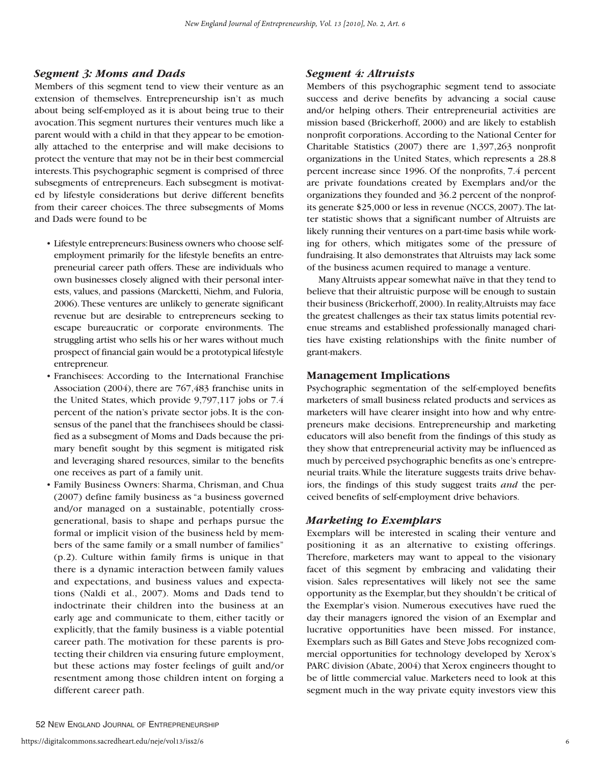### *Segment 3: Moms and Dads*

Members of this segment tend to view their venture as an extension of themselves. Entrepreneurship isn't as much about being self-employed as it is about being true to their avocation. This segment nurtures their ventures much like a parent would with a child in that they appear to be emotionally attached to the enterprise and will make decisions to protect the venture that may not be in their best commercial interests. This psychographic segment is comprised of three subsegments of entrepreneurs. Each subsegment is motivated by lifestyle considerations but derive different benefits from their career choices. The three subsegments of Moms and Dads were found to be

- Lifestyle entrepreneurs: Business owners who choose self-employment primarily for the lifestyle benefits an entrepreneurial career path offers. These are individuals who own businesses closely aligned with their personal interests, values, and passions (Marcketti, Niehm, and Fuloria, 2006). These ventures are unlikely to generate significant revenue but are desirable to entrepreneurs seeking to escape bureaucratic or corporate environments. The struggling artist who sells his or her wares without much prospect of financial gain would be a prototypical lifestyle entrepreneur.
- Franchisees: According to the International Franchise Association (2004), there are 767,483 franchise units in the United States, which provide 9,797,117 jobs or 7.4 percent of the nation's private sector jobs. It is the consensus of the panel that the franchisees should be classified as a subsegment of Moms and Dads because the primary benefit sought by this segment is mitigated risk and leveraging shared resources, similar to the benefits one receives as part of a family unit.
- Family Business Owners: Sharma, Chrisman, and Chua (2007) define family business as "a business governed and/or managed on a sustainable, potentially cross-generational, basis to shape and perhaps pursue the formal or implicit vision of the business held by members of the same family or a small number of families" (p.2). Culture within family firms is unique in that there is a dynamic interaction between family values and expectations, and business values and expectations (Naldi et al., 2007). Moms and Dads tend to indoctrinate their children into the business at an early age and communicate to them, either tacitly or explicitly, that the family business is a viable potential career path. The motivation for these parents is protecting their children via ensuring future employment, but these actions may foster feelings of guilt and/or resentment among those children intent on forging a different career path.

### *Segment 4: Altruists*

Members of this psychographic segment tend to associate success and derive benefits by advancing a social cause and/or helping others. Their entrepreneurial activities are mission based (Brickerhoff, 2000) and are likely to establish nonprofit corporations. According to the National Center for Charitable Statistics (2007) there are 1,397,263 nonprofit organizations in the United States, which represents a 28.8 percent increase since 1996. Of the nonprofits, 7.4 percent are private foundations created by Exemplars and/or the organizations they founded and 36.2 percent of the nonprofits generate $25,000 or less in revenue (NCCS, 2007). The latter statistic shows that a significant number of Altruists are likely running their ventures on a part-time basis while working for others, which mitigates some of the pressure of fundraising. It also demonstrates that Altruists may lack some of the business acumen required to manage a venture.

Many Altruists appear somewhat naïve in that they tend to believe that their altruistic purpose will be enough to sustain their business (Brickerhoff, 2000). In reality, Altruists may face the greatest challenges as their tax status limits potential revenue streams and established professionally managed charities have existing relationships with the finite number of grant-makers.

## Management Implications

Psychographic segmentation of the self-employed benefits marketers of small business related products and services as marketers will have clearer insight into how and why entrepreneurs make decisions. Entrepreneurship and marketing educators will also benefit from the findings of this study as they show that entrepreneurial activity may be influenced as much by perceived psychographic benefits as one's entrepreneurial traits. While the literature suggests traits drive behaviors, the findings of this study suggest traits *and* the perceived benefits of self-employment drive behaviors.

### *Marketing to Exemplars*

Exemplars will be interested in scaling their venture and positioning it as an alternative to existing offerings. Therefore, marketers may want to appeal to the visionary facet of this segment by embracing and validating their vision. Sales representatives will likely not see the same opportunity as the Exemplar, but they shouldn't be critical of the Exemplar's vision. Numerous executives have rued the day their managers ignored the vision of an Exemplar and lucrative opportunities have been missed. For instance, Exemplars such as Bill Gates and Steve Jobs recognized commercial opportunities for technology developed by Xerox's PARC division (Abate, 2004) that Xerox engineers thought to be of little commercial value. Marketers need to look at this segment much in the way private equity investors view this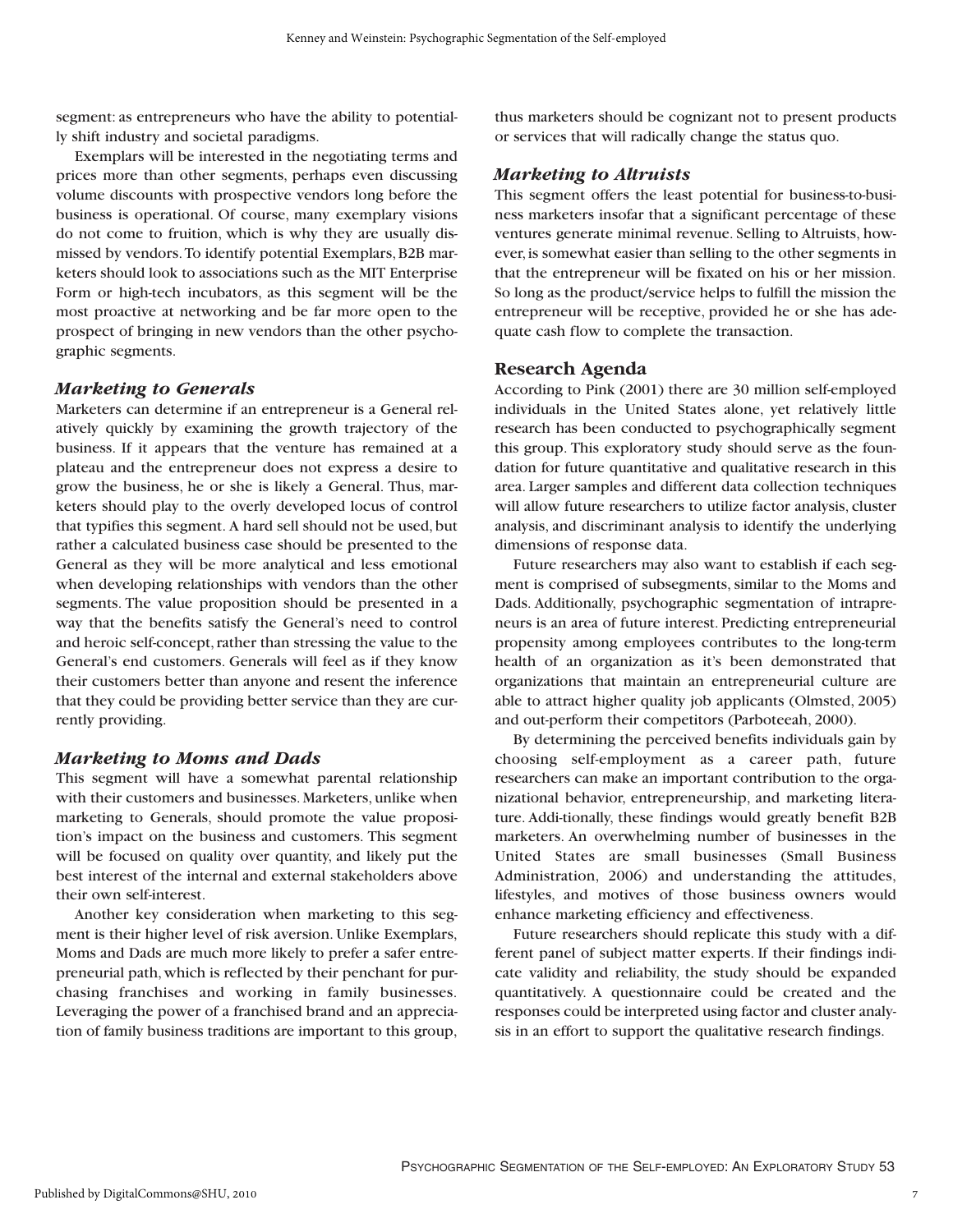segment: as entrepreneurs who have the ability to potentially shift industry and societal paradigms.

Exemplars will be interested in the negotiating terms and prices more than other segments, perhaps even discussing volume discounts with prospective vendors long before the business is operational. Of course, many exemplary visions do not come to fruition, which is why they are usually dismissed by vendors. To identify potential Exemplars, B2B marketers should look to associations such as the MIT Enterprise Form or high-tech incubators, as this segment will be the most proactive at networking and be far more open to the prospect of bringing in new vendors than the other psychographic segments.

### *Marketing to Generals*

Marketers can determine if an entrepreneur is a General relatively quickly by examining the growth trajectory of the business. If it appears that the venture has remained at a plateau and the entrepreneur does not express a desire to grow the business, he or she is likely a General. Thus, marketers should play to the overly developed locus of control that typifies this segment. A hard sell should not be used, but rather a calculated business case should be presented to the General as they will be more analytical and less emotional when developing relationships with vendors than the other segments. The value proposition should be presented in a way that the benefits satisfy the General's need to control and heroic self-concept, rather than stressing the value to the General's end customers. Generals will feel as if they know their customers better than anyone and resent the inference that they could be providing better service than they are currently providing.

### *Marketing to Moms and Dads*

This segment will have a somewhat parental relationship with their customers and businesses. Marketers, unlike when marketing to Generals, should promote the value proposition's impact on the business and customers. This segment will be focused on quality over quantity, and likely put the best interest of the internal and external stakeholders above their own self-interest.

Another key consideration when marketing to this segment is their higher level of risk aversion. Unlike Exemplars, Moms and Dads are much more likely to prefer a safer entrepreneurial path, which is reflected by their penchant for purchasing franchises and working in family businesses. Leveraging the power of a franchised brand and an appreciation of family business traditions are important to this group, thus marketers should be cognizant not to present products or services that will radically change the status quo.

### *Marketing to Altruists*

This segment offers the least potential for business-to-business marketers insofar that a significant percentage of these ventures generate minimal revenue. Selling to Altruists, however, is somewhat easier than selling to the other segments in that the entrepreneur will be fixated on his or her mission. So long as the product/service helps to fulfill the mission the entrepreneur will be receptive, provided he or she has adequate cash flow to complete the transaction.

## Research Agenda

According to Pink (2001) there are 30 million self-employed individuals in the United States alone, yet relatively little research has been conducted to psychographically segment this group. This exploratory study should serve as the foundation for future quantitative and qualitative research in this area. Larger samples and different data collection techniques will allow future researchers to utilize factor analysis, cluster analysis, and discriminant analysis to identify the underlying dimensions of response data.

Future researchers may also want to establish if each segment is comprised of subsegments, similar to the Moms and Dads. Additionally, psychographic segmentation of intrapreneurs is an area of future interest. Predicting entrepreneurial propensity among employees contributes to the long-term health of an organization as it's been demonstrated that organizations that maintain an entrepreneurial culture are able to attract higher quality job applicants (Olmsted, 2005) and out-perform their competitors (Parboteeah, 2000).

By determining the perceived benefits individuals gain by choosing self-employment as a career path, future researchers can make an important contribution to the organizational behavior, entrepreneurship, and marketing literature. Addi-tionally, these findings would greatly benefit B2B marketers. An overwhelming number of businesses in the United States are small businesses (Small Business Administration, 2006) and understanding the attitudes, lifestyles, and motives of those business owners would enhance marketing efficiency and effectiveness.

Future researchers should replicate this study with a different panel of subject matter experts. If their findings indicate validity and reliability, the study should be expanded quantitatively. A questionnaire could be created and the responses could be interpreted using factor and cluster analysis in an effort to support the qualitative research findings.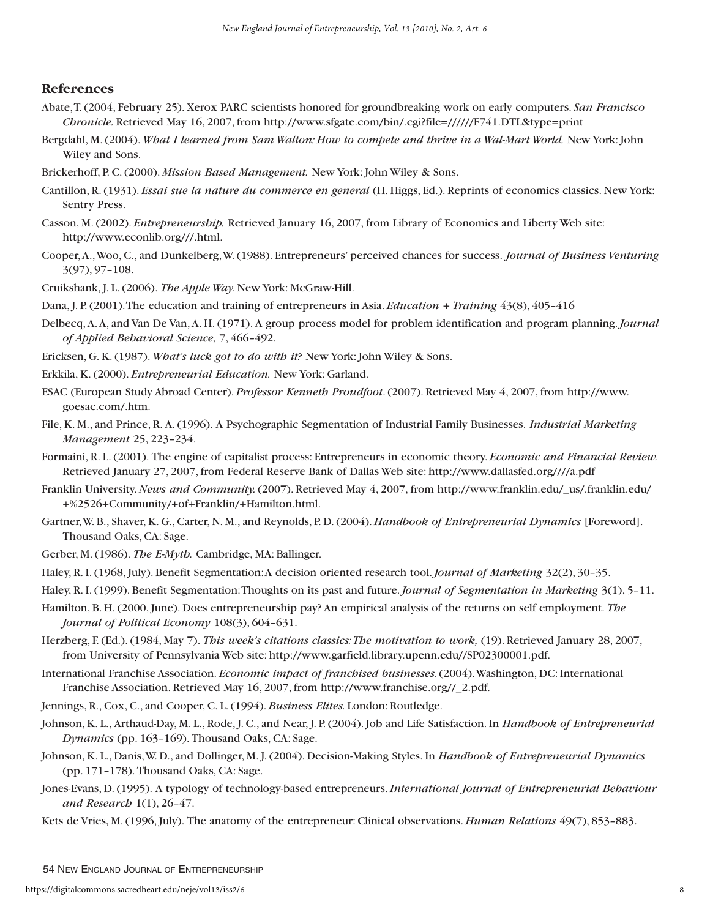## References

Abate, T. (2004, February 25). Xerox PARC scientists honored for groundbreaking work on early computers. *San Francisco Chronicle.* Retrieved May 16, 2007, from http://www.sfgate.com/bin/.cgi?file=//////F741.DTL&type=print

Bergdahl, M. (2004). *What I learned from Sam Walton: How to compete and thrive in a Wal-Mart World.* New York: John Wiley and Sons.

Brickerhoff, P. C. (2000). *Mission Based Management.* New York: John Wiley & Sons.

Cantillon, R. (1931). *Essai sue la nature du commerce en general* (H. Higgs, Ed.). Reprints of economics classics. New York: Sentry Press.

Casson, M. (2002). *Entrepreneurship.* Retrieved January 16, 2007, from Library of Economics and Liberty Web site: http://www.econlib.org///.html.

Cooper, A., Woo, C., and Dunkelberg, W. (1988). Entrepreneurs' perceived chances for success. *Journal of Business Venturing* 3(97), 97–108.

Cruikshank, J. L. (2006). *The Apple Way.* New York: McGraw-Hill.

Dana, J. P. (2001). The education and training of entrepreneurs in Asia. *Education + Training* 43(8), 405–416

Delbecq, A. A, and Van De Van, A. H. (1971). A group process model for problem identification and program planning. *Journal of Applied Behavioral Science,* 7, 466–492.

Ericksen, G. K. (1987). *What's luck got to do with it?* New York: John Wiley & Sons.

Erkkila, K. (2000). *Entrepreneurial Education.* New York: Garland.

ESAC (European Study Abroad Center). *Professor Kenneth Proudfoot*. (2007). Retrieved May 4, 2007, from http://www.goesac.com/.htm.

File, K. M., and Prince, R. A. (1996). A Psychographic Segmentation of Industrial Family Businesses. *Industrial Marketing Management* 25, 223–234.

Formaini, R. L. (2001). The engine of capitalist process: Entrepreneurs in economic theory. *Economic and Financial Review.* Retrieved January 27, 2007, from Federal Reserve Bank of Dallas Web site: http://www.dallasfed.org////a.pdf

Franklin University. *News and Community.* (2007). Retrieved May 4, 2007, from http://www.franklin.edu/_us/.franklin.edu/+%2526+Community/+of+Franklin/+Hamilton.html.

Gartner, W. B., Shaver, K. G., Carter, N. M., and Reynolds, P. D. (2004). *Handbook of Entrepreneurial Dynamics* [Foreword]. Thousand Oaks, CA: Sage.

Gerber, M. (1986). *The E-Myth.* Cambridge, MA: Ballinger.

Haley, R. I. (1968, July). Benefit Segmentation: A decision oriented research tool. *Journal of Marketing* 32(2), 30–35.

Haley, R. I. (1999). Benefit Segmentation: Thoughts on its past and future. *Journal of Segmentation in Marketing* 3(1), 5–11.

Hamilton, B. H. (2000, June). Does entrepreneurship pay? An empirical analysis of the returns on self employment. *The Journal of Political Economy* 108(3), 604–631.

Herzberg, F. (Ed.). (1984, May 7). *This week's citations classics: The motivation to work,* (19). Retrieved January 28, 2007, from University of Pennsylvania Web site: http://www.garfield.library.upenn.edu//SP02300001.pdf.

International Franchise Association. *Economic impact of franchised businesses.* (2004). Washington, DC: International Franchise Association. Retrieved May 16, 2007, from http://www.franchise.org//_2.pdf.

Jennings, R., Cox, C., and Cooper, C. L. (1994). *Business Elites.* London: Routledge.

Johnson, K. L., Arthaud-Day, M. L., Rode, J. C., and Near, J. P. (2004). Job and Life Satisfaction. In *Handbook of Entrepreneurial Dynamics* (pp. 163–169). Thousand Oaks, CA: Sage.

Johnson, K. L., Danis, W. D., and Dollinger, M. J. (2004). Decision-Making Styles. In *Handbook of Entrepreneurial Dynamics* (pp. 171–178). Thousand Oaks, CA: Sage.

Jones-Evans, D. (1995). A typology of technology-based entrepreneurs. *International Journal of Entrepreneurial Behaviour and Research* 1(1), 26–47.

Kets de Vries, M. (1996, July). The anatomy of the entrepreneur: Clinical observations. *Human Relations* 49(7), 853–883.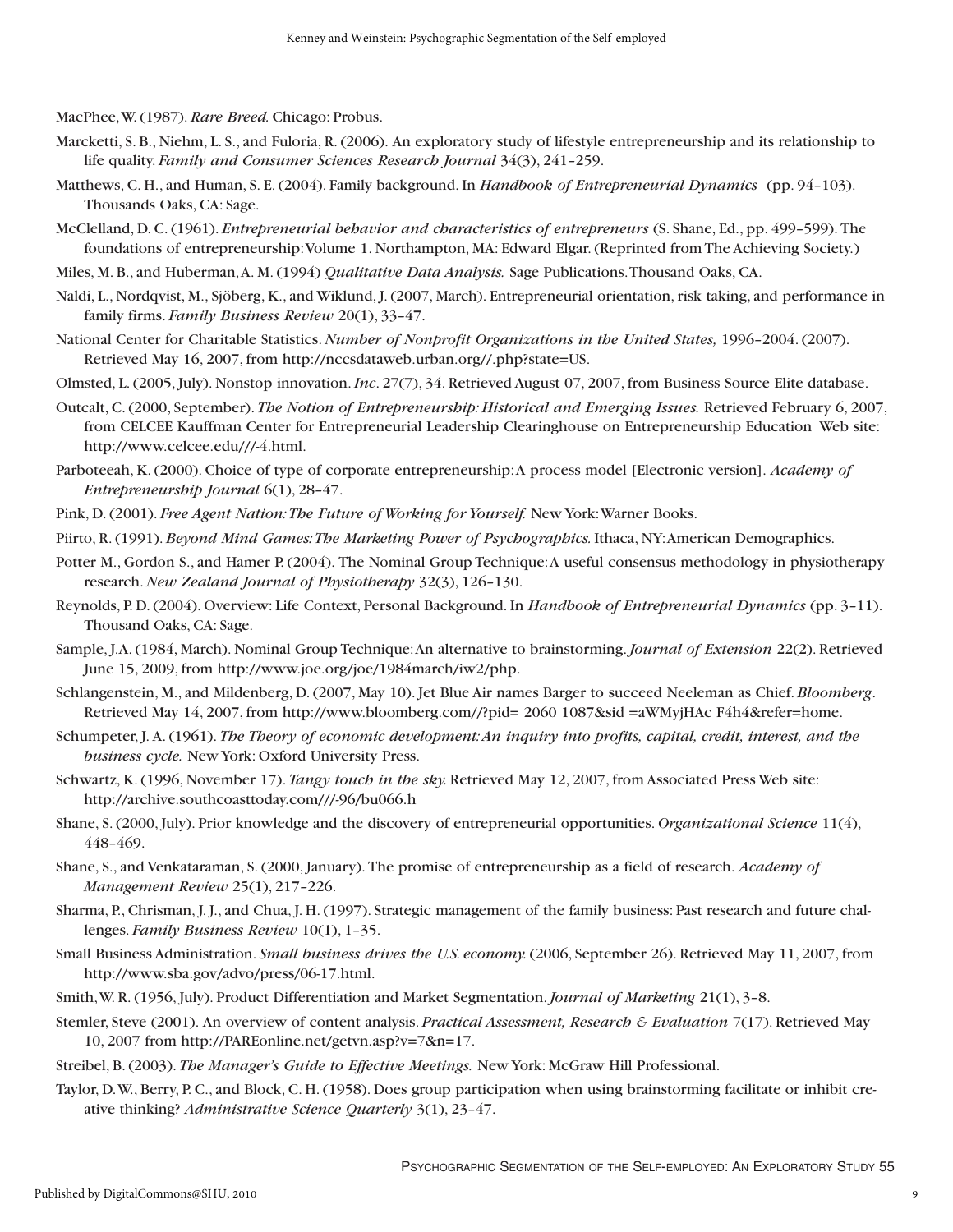MacPhee, W. (1987). *Rare Breed.* Chicago: Probus.

Marcketti, S. B., Niehm, L. S., and Fuloria, R. (2006). An exploratory study of lifestyle entrepreneurship and its relationship to life quality. *Family and Consumer Sciences Research Journal* 34(3), 241–259.

Matthews, C. H., and Human, S. E. (2004). Family background. In *Handbook of Entrepreneurial Dynamics* (pp. 94–103). Thousands Oaks, CA: Sage.

McClelland, D. C. (1961). *Entrepreneurial behavior and characteristics of entrepreneurs* (S. Shane, Ed., pp. 499–599). The foundations of entrepreneurship: Volume 1. Northampton, MA: Edward Elgar. (Reprinted from The Achieving Society.)

Miles, M. B., and Huberman, A. M. (1994) *Qualitative Data Analysis.* Sage Publications. Thousand Oaks, CA.

Naldi, L., Nordqvist, M., Sjöberg, K., and Wiklund, J. (2007, March). Entrepreneurial orientation, risk taking, and performance in family firms. *Family Business Review* 20(1), 33–47.

National Center for Charitable Statistics. *Number of Nonprofit Organizations in the United States,* 1996–2004. (2007). Retrieved May 16, 2007, from http://nccsdataweb.urban.org//.php?state=US.

Olmsted, L. (2005, July). Nonstop innovation. *Inc*. 27(7), 34. Retrieved August 07, 2007, from Business Source Elite database.

Outcalt, C. (2000, September). *The Notion of Entrepreneurship: Historical and Emerging Issues.* Retrieved February 6, 2007, from CELCEE Kauffman Center for Entrepreneurial Leadership Clearinghouse on Entrepreneurship Education Web site: http://www.celcee.edu///-4.html.

Parboteeah, K. (2000). Choice of type of corporate entrepreneurship: A process model [Electronic version]. *Academy of Entrepreneurship Journal* 6(1), 28–47.

Pink, D. (2001). *Free Agent Nation: The Future of Working for Yourself.* New York: Warner Books.

Piirto, R. (1991). *Beyond Mind Games: The Marketing Power of Psychographics.* Ithaca, NY: American Demographics.

Potter M., Gordon S., and Hamer P. (2004). The Nominal Group Technique: A useful consensus methodology in physiotherapy research. *New Zealand Journal of Physiotherapy* 32(3), 126–130.

Reynolds, P. D. (2004). Overview: Life Context, Personal Background. In *Handbook of Entrepreneurial Dynamics* (pp. 3–11). Thousand Oaks, CA: Sage.

Sample, J. A. (1984, March). Nominal Group Technique: An alternative to brainstorming. *Journal of Extension* 22(2). Retrieved June 15, 2009, from http://www.joe.org/joe/1984march/iw2/php.

Schlangenstein, M., and Mildenberg, D. (2007, May 10). Jet Blue Air names Barger to succeed Neeleman as Chief. *Bloomberg*. Retrieved May 14, 2007, from http://www.bloomberg.com//?pid= 2060 1087&sid =aWMyjHAc F4h4&refer=home.

Schumpeter, J. A. (1961). *The Theory of economic development: An inquiry into profits, capital, credit, interest, and the business cycle.* New York: Oxford University Press.

Schwartz, K. (1996, November 17). *Tangy touch in the sky.* Retrieved May 12, 2007, from Associated Press Web site: http://archive.southcoasttoday.com///-96/bu066.h

Shane, S. (2000, July). Prior knowledge and the discovery of entrepreneurial opportunities. *Organizational Science* 11(4), 448–469.

Shane, S., and Venkataraman, S. (2000, January). The promise of entrepreneurship as a field of research. *Academy of Management Review* 25(1), 217–226.

Sharma, P., Chrisman, J. J., and Chua, J. H. (1997). Strategic management of the family business: Past research and future challenges. *Family Business Review* 10(1), 1–35.

Small Business Administration. *Small business drives the U.S. economy.* (2006, September 26). Retrieved May 11, 2007, from http://www.sba.gov/advo/press/06-17.html.

Smith, W. R. (1956, July). Product Differentiation and Market Segmentation. *Journal of Marketing* 21(1), 3–8.

Stemler, Steve (2001). An overview of content analysis. *Practical Assessment, Research & Evaluation* 7(17). Retrieved May 10, 2007 from http://PAREonline.net/getvn.asp?v=7&n=17.

Streibel, B. (2003). *The Manager's Guide to Effective Meetings.* New York: McGraw Hill Professional.

Taylor, D. W., Berry, P. C., and Block, C. H. (1958). Does group participation when using brainstorming facilitate or inhibit creative thinking? *Administrative Science Quarterly* 3(1), 23–47.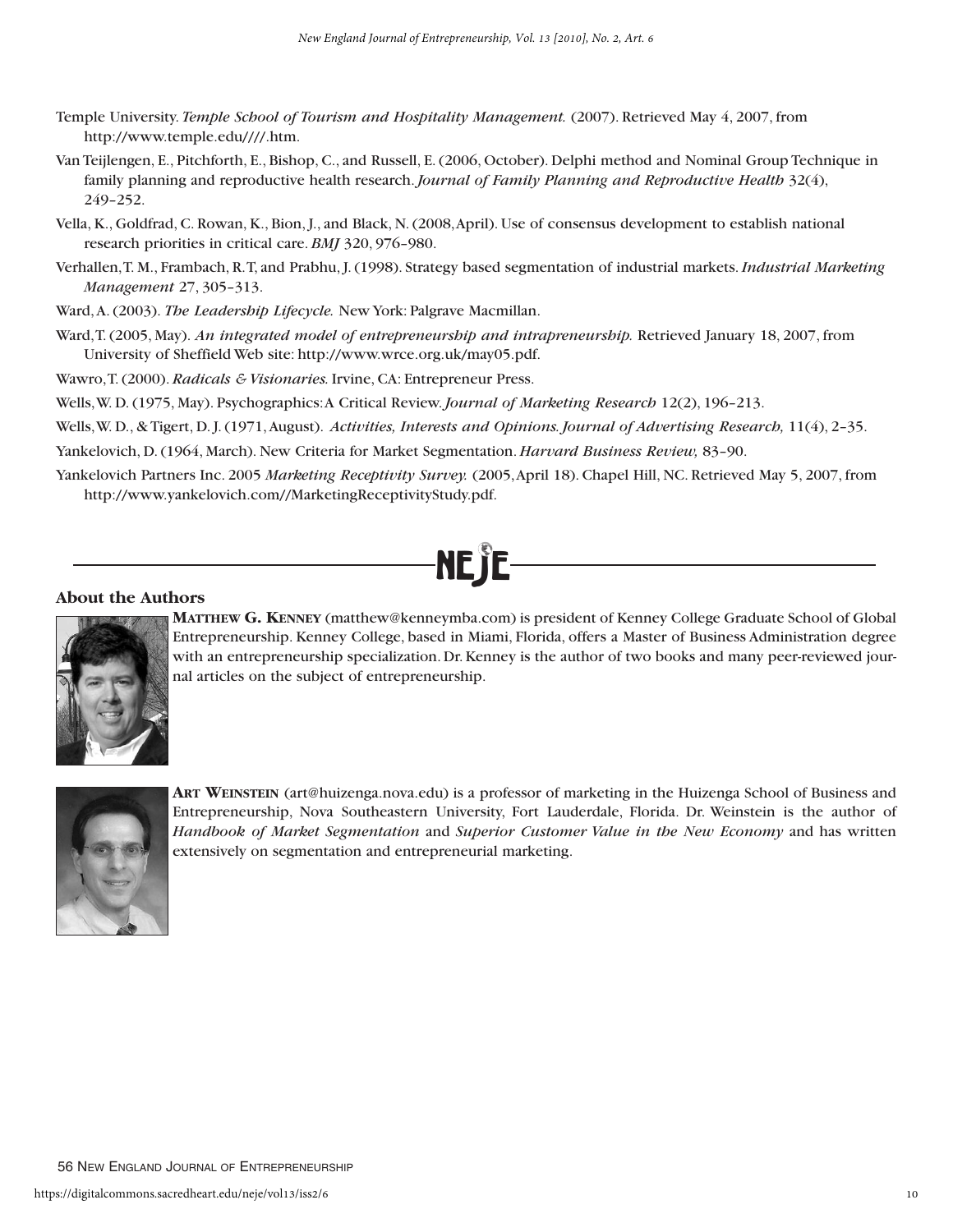Temple University. *Temple School of Tourism and Hospitality Management.* (2007). Retrieved May 4, 2007, from http://www.temple.edu////.htm.

Van Teijlengen, E., Pitchforth, E., Bishop, C., and Russell, E. (2006, October). Delphi method and Nominal Group Technique in family planning and reproductive health research. *Journal of Family Planning and Reproductive Health* 32(4), 249–252.

Vella, K., Goldfrad, C. Rowan, K., Bion, J., and Black, N. (2008, April). Use of consensus development to establish national research priorities in critical care. *BMJ* 320, 976–980.

Verhallen, T. M., Frambach, R.T, and Prabhu, J. (1998). Strategy based segmentation of industrial markets. *Industrial Marketing Management* 27, 305–313.

Ward, A. (2003). *The Leadership Lifecycle.* New York: Palgrave Macmillan.

Ward, T. (2005, May). *An integrated model of entrepreneurship and intrapreneurship.* Retrieved January 18, 2007, from University of Sheffield Web site: http://www.wrce.org.uk/may05.pdf.

Wawro, T. (2000). *Radicals & Visionaries.* Irvine, CA: Entrepreneur Press.

Wells, W. D. (1975, May). Psychographics: A Critical Review. *Journal of Marketing Research* 12(2), 196–213.

Wells, W. D., & Tigert, D. J. (1971, August). *Activities, Interests and Opinions. Journal of Advertising Research,* 11(4), 2–35.

Yankelovich, D. (1964, March). New Criteria for Market Segmentation. *Harvard Business Review,* 83–90.

Yankelovich Partners Inc. 2005 *Marketing Receptivity Survey.* (2005, April 18). Chapel Hill, NC. Retrieved May 5, 2007, from http://www.yankelovich.com//MarketingReceptivityStudy.pdf.

## About the Authors

**Matthew G. Kenney** (matthew@kenneymba.com) is president of Kenney College Graduate School of Global Entrepreneurship. Kenney College, based in Miami, Florida, offers a Master of Business Administration degree with an entrepreneurship specialization. Dr. Kenney is the author of two books and many peer-reviewed journal articles on the subject of entrepreneurship.

**Art Weinstein** (art@huizenga.nova.edu) is a professor of marketing in the Huizenga School of Business and Entrepreneurship, Nova Southeastern University, Fort Lauderdale, Florida. Dr. Weinstein is the author of *Handbook of Market Segmentation* and *Superior Customer Value in the New Economy* and has written extensively on segmentation and entrepreneurial marketing.